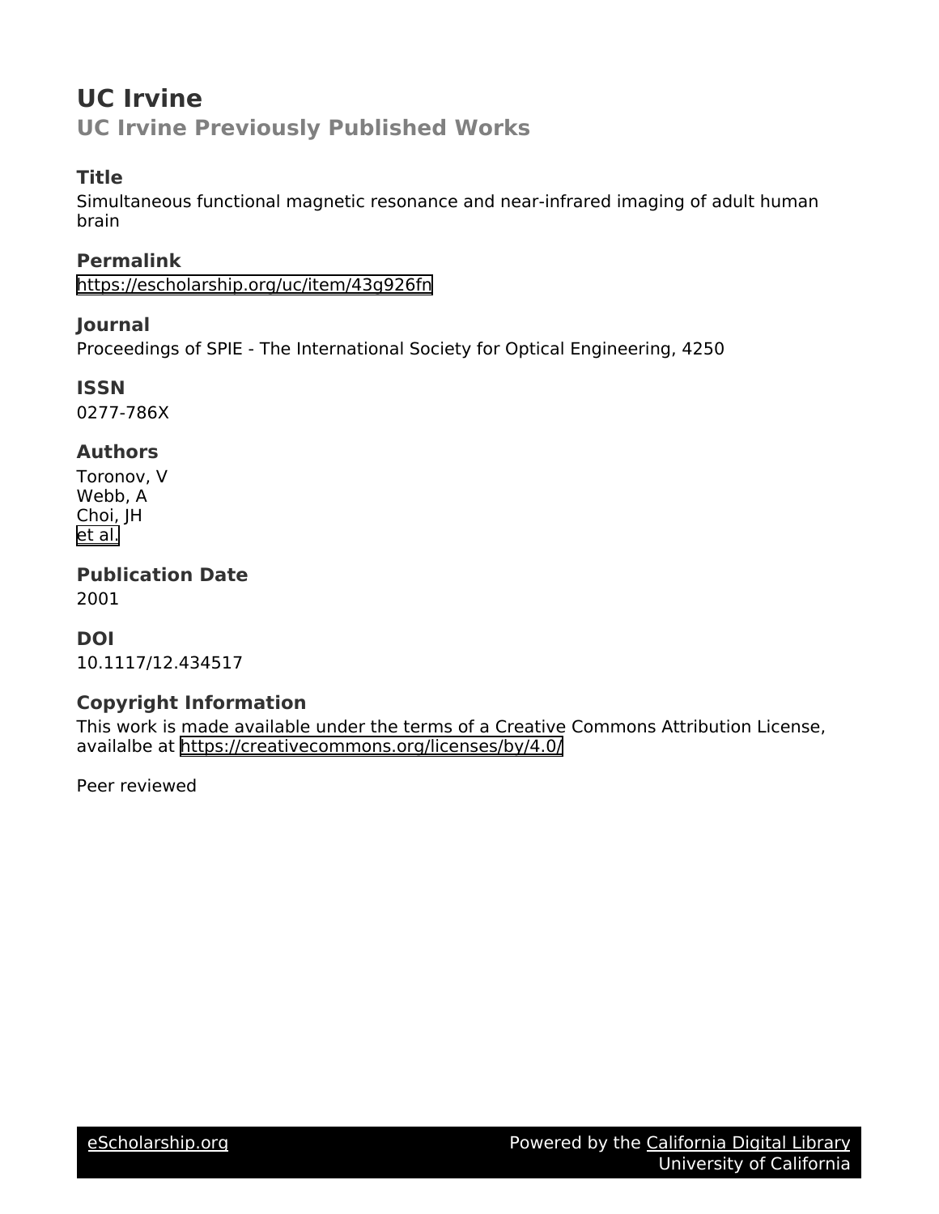# UC Irvine

## UC Irvine Previously Published Works

### Title

Simultaneous functional magnetic resonance and near-infrared imaging of adult human brain

### Permalink

https://escholarship.org/uc/item/43g926fn

### Journal

Proceedings of SPIE - The International Society for Optical Engineering, 4250

### ISSN

0277-786X

### Authors

Toronov, V
Webb, A
Choi, JH
et al.

### Publication Date

2001

### DOI

10.1117/12.434517

### Copyright Information

This work is made available under the terms of a Creative Commons Attribution License, availalbe at https://creativecommons.org/licenses/by/4.0/

Peer reviewed

eScholarship.org — Powered by the California Digital Library, University of California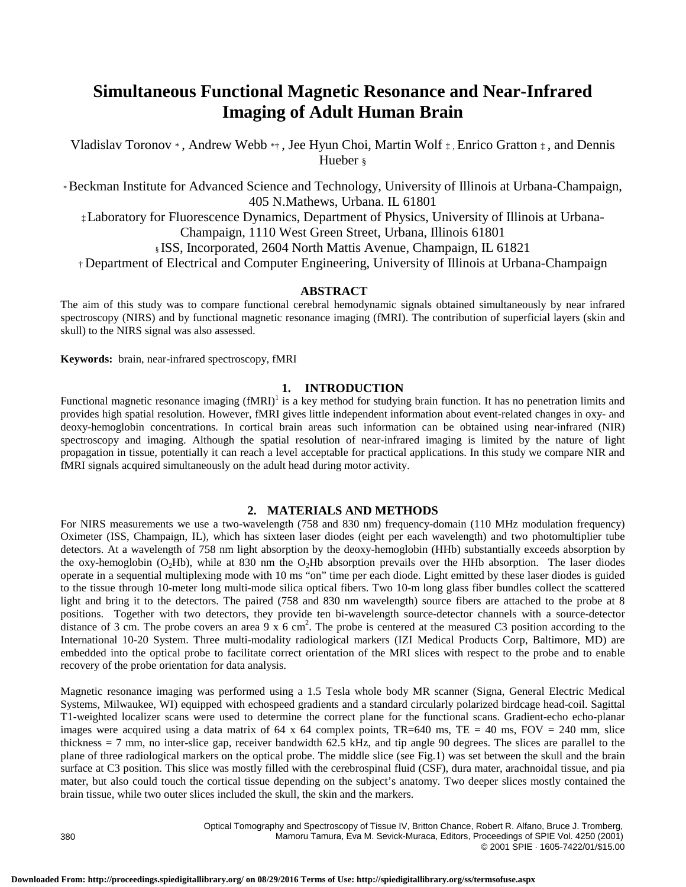# Simultaneous Functional Magnetic Resonance and Near-Infrared Imaging of Adult Human Brain

Vladislav Toronov [*], Andrew Webb [*†], Jee Hyun Choi, Martin Wolf [‡], Enrico Gratton [‡], and Dennis Hueber [§]

[*] Beckman Institute for Advanced Science and Technology, University of Illinois at Urbana-Champaign, 405 N.Mathews, Urbana. IL 61801

[‡] Laboratory for Fluorescence Dynamics, Department of Physics, University of Illinois at Urbana-Champaign, 1110 West Green Street, Urbana, Illinois 61801

[§] ISS, Incorporated, 2604 North Mattis Avenue, Champaign, IL 61821

[†] Department of Electrical and Computer Engineering, University of Illinois at Urbana-Champaign

## ABSTRACT

The aim of this study was to compare functional cerebral hemodynamic signals obtained simultaneously by near infrared spectroscopy (NIRS) and by functional magnetic resonance imaging (fMRI). The contribution of superficial layers (skin and skull) to the NIRS signal was also assessed.

**Keywords:** brain, near-infrared spectroscopy, fMRI

## 1. INTRODUCTION

Functional magnetic resonance imaging (fMRI)[1] is a key method for studying brain function. It has no penetration limits and provides high spatial resolution. However, fMRI gives little independent information about event-related changes in oxy- and deoxy-hemoglobin concentrations. In cortical brain areas such information can be obtained using near-infrared (NIR) spectroscopy and imaging. Although the spatial resolution of near-infrared imaging is limited by the nature of light propagation in tissue, potentially it can reach a level acceptable for practical applications. In this study we compare NIR and fMRI signals acquired simultaneously on the adult head during motor activity.

## 2. MATERIALS AND METHODS

For NIRS measurements we use a two-wavelength (758 and 830 nm) frequency-domain (110 MHz modulation frequency) Oximeter (ISS, Champaign, IL), which has sixteen laser diodes (eight per each wavelength) and two photomultiplier tube detectors. At a wavelength of 758 nm light absorption by the deoxy-hemoglobin (HHb) substantially exceeds absorption by the oxy-hemoglobin ($O_2$Hb), while at 830 nm the $O_2$Hb absorption prevails over the HHb absorption. The laser diodes operate in a sequential multiplexing mode with 10 ms "on" time per each diode. Light emitted by these laser diodes is guided to the tissue through 10-meter long multi-mode silica optical fibers. Two 10-m long glass fiber bundles collect the scattered light and bring it to the detectors. The paired (758 and 830 nm wavelength) source fibers are attached to the probe at 8 positions. Together with two detectors, they provide ten bi-wavelength source-detector channels with a source-detector distance of 3 cm. The probe covers an area 9 x 6 $cm^2$. The probe is centered at the measured C3 position according to the International 10-20 System. Three multi-modality radiological markers (IZI Medical Products Corp, Baltimore, MD) are embedded into the optical probe to facilitate correct orientation of the MRI slices with respect to the probe and to enable recovery of the probe orientation for data analysis.

Magnetic resonance imaging was performed using a 1.5 Tesla whole body MR scanner (Signa, General Electric Medical Systems, Milwaukee, WI) equipped with echospeed gradients and a standard circularly polarized birdcage head-coil. Sagittal T1-weighted localizer scans were used to determine the correct plane for the functional scans. Gradient-echo echo-planar images were acquired using a data matrix of 64 x 64 complex points, TR=640 ms, TE = 40 ms, FOV = 240 mm, slice thickness = 7 mm, no inter-slice gap, receiver bandwidth 62.5 kHz, and tip angle 90 degrees. The slices are parallel to the plane of three radiological markers on the optical probe. The middle slice (see Fig.1) was set between the skull and the brain surface at C3 position. This slice was mostly filled with the cerebrospinal fluid (CSF), dura mater, arachnoidal tissue, and pia mater, but also could touch the cortical tissue depending on the subject's anatomy. Two deeper slices mostly contained the brain tissue, while two outer slices included the skull, the skin and the markers.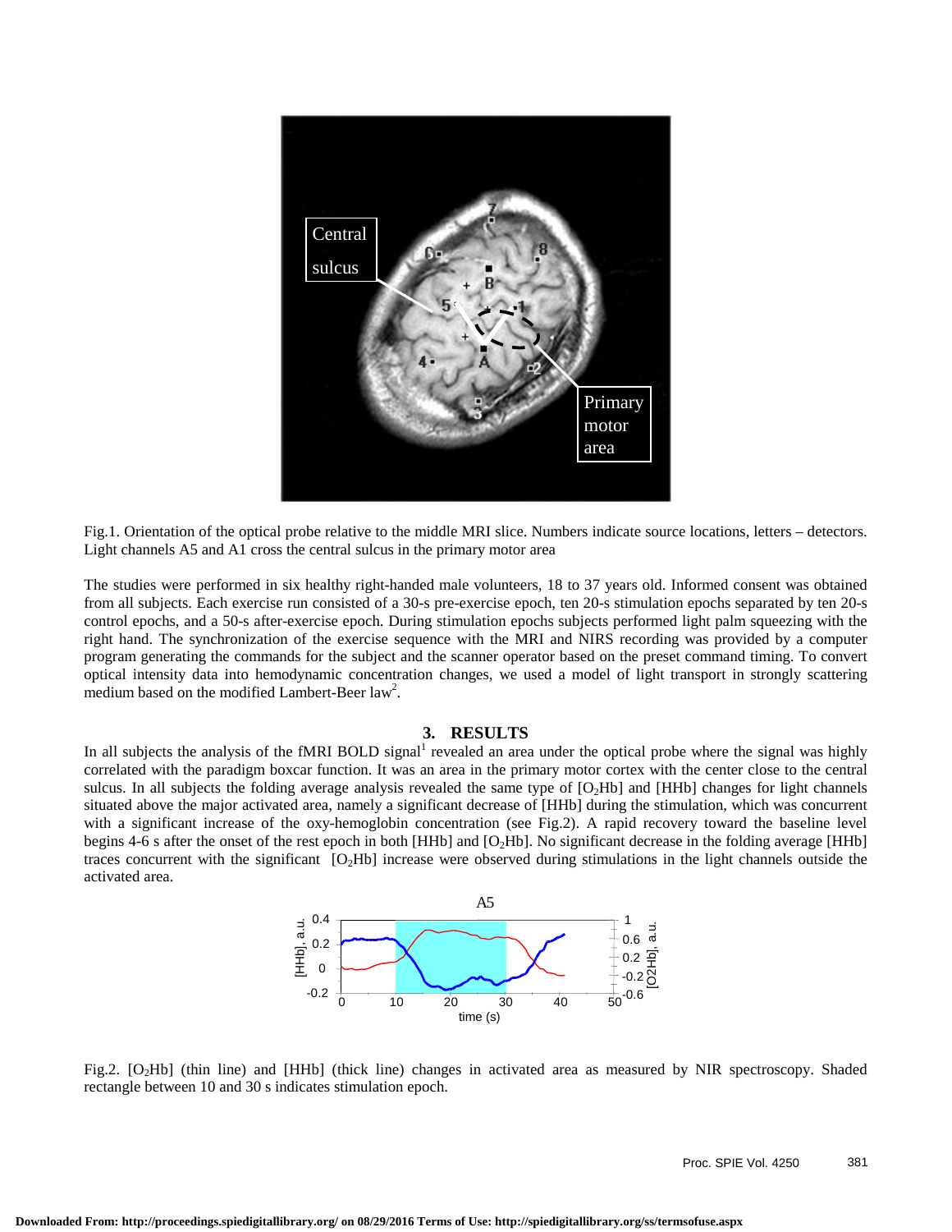Fig.1. Orientation of the optical probe relative to the middle MRI slice. Numbers indicate source locations, letters – detectors. Light channels A5 and A1 cross the central sulcus in the primary motor area

The studies were performed in six healthy right-handed male volunteers, 18 to 37 years old. Informed consent was obtained from all subjects. Each exercise run consisted of a 30-s pre-exercise epoch, ten 20-s stimulation epochs separated by ten 20-s control epochs, and a 50-s after-exercise epoch. During stimulation epochs subjects performed light palm squeezing with the right hand. The synchronization of the exercise sequence with the MRI and NIRS recording was provided by a computer program generating the commands for the subject and the scanner operator based on the preset command timing. To convert optical intensity data into hemodynamic concentration changes, we used a model of light transport in strongly scattering medium based on the modified Lambert-Beer law[2].

## 3. RESULTS

In all subjects the analysis of the fMRI BOLD signal[1] revealed an area under the optical probe where the signal was highly correlated with the paradigm boxcar function. It was an area in the primary motor cortex with the center close to the central sulcus. In all subjects the folding average analysis revealed the same type of [$O_2$Hb] and [HHb] changes for light channels situated above the major activated area, namely a significant decrease of [HHb] during the stimulation, which was concurrent with a significant increase of the oxy-hemoglobin concentration (see Fig.2). A rapid recovery toward the baseline level begins 4-6 s after the onset of the rest epoch in both [HHb] and [$O_2$Hb]. No significant decrease in the folding average [HHb] traces concurrent with the significant [$O_2$Hb] increase were observed during stimulations in the light channels outside the activated area.

Fig.2. [$O_2$Hb] (thin line) and [HHb] (thick line) changes in activated area as measured by NIR spectroscopy. Shaded rectangle between 10 and 30 s indicates stimulation epoch.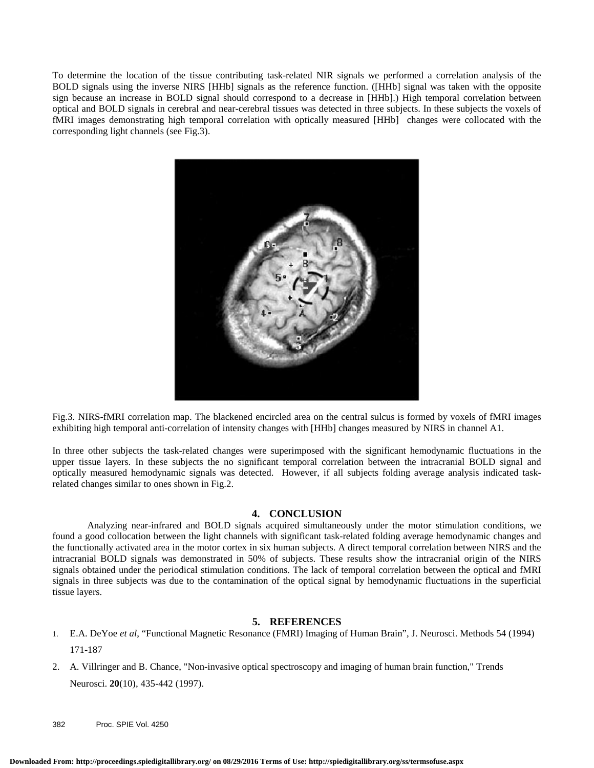To determine the location of the tissue contributing task-related NIR signals we performed a correlation analysis of the BOLD signals using the inverse NIRS [HHb] signals as the reference function. ([HHb] signal was taken with the opposite sign because an increase in BOLD signal should correspond to a decrease in [HHb].) High temporal correlation between optical and BOLD signals in cerebral and near-cerebral tissues was detected in three subjects. In these subjects the voxels of fMRI images demonstrating high temporal correlation with optically measured [HHb] changes were collocated with the corresponding light channels (see Fig.3).

Fig.3. NIRS-fMRI correlation map. The blackened encircled area on the central sulcus is formed by voxels of fMRI images exhibiting high temporal anti-correlation of intensity changes with [HHb] changes measured by NIRS in channel A1.

In three other subjects the task-related changes were superimposed with the significant hemodynamic fluctuations in the upper tissue layers. In these subjects the no significant temporal correlation between the intracranial BOLD signal and optically measured hemodynamic signals was detected. However, if all subjects folding average analysis indicated task-related changes similar to ones shown in Fig.2.

## 4. CONCLUSION

Analyzing near-infrared and BOLD signals acquired simultaneously under the motor stimulation conditions, we found a good collocation between the light channels with significant task-related folding average hemodynamic changes and the functionally activated area in the motor cortex in six human subjects. A direct temporal correlation between NIRS and the intracranial BOLD signals was demonstrated in 50% of subjects. These results show the intracranial origin of the NIRS signals obtained under the periodical stimulation conditions. The lack of temporal correlation between the optical and fMRI signals in three subjects was due to the contamination of the optical signal by hemodynamic fluctuations in the superficial tissue layers.

## 5. REFERENCES

1. E.A. DeYoe *et al*, "Functional Magnetic Resonance (FMRI) Imaging of Human Brain", J. Neurosci. Methods 54 (1994) 171-187
2. A. Villringer and B. Chance, "Non-invasive optical spectroscopy and imaging of human brain function," Trends Neurosci. **20**(10), 435-442 (1997).